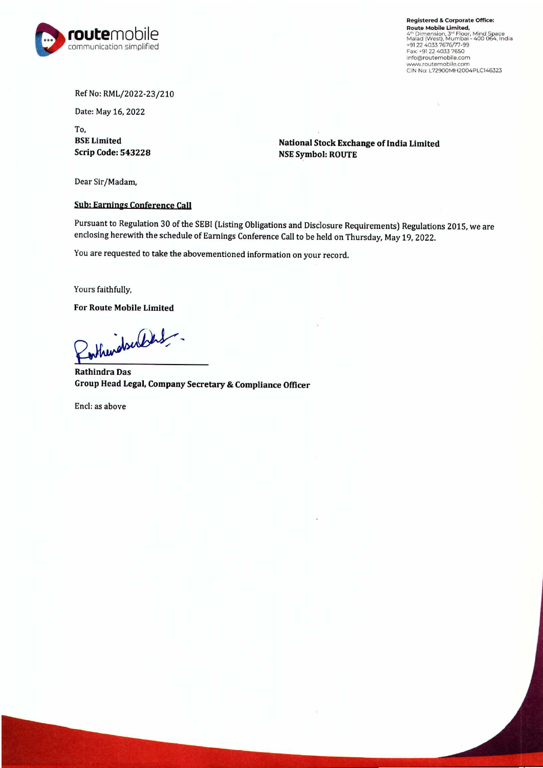**Registered & Corporate Office:**
**Route Mobile Limited,**
4th Dimension, 3rd Floor, Mind Space
Malad (West), Mumbai - 400 064, India
+91 22 4033 7676/77-99
Fax: +91 22 4033 7650
info@routemobile.com
www.routemobile.com
CIN No: L72900MH2004PLC146323

Ref No: RML/2022-23/210

Date: May 16, 2022

To,
**BSE Limited**
**Scrip Code: 543228**

**National Stock Exchange of India Limited**
**NSE Symbol: ROUTE**

Dear Sir/Madam,

**Sub: Earnings Conference Call**

Pursuant to Regulation 30 of the SEBI (Listing Obligations and Disclosure Requirements) Regulations 2015, we are enclosing herewith the schedule of Earnings Conference Call to be held on Thursday, May 19, 2022.

You are requested to take the abovementioned information on your record.

Yours faithfully,

**For Route Mobile Limited**

**Rathindra Das**
**Group Head Legal, Company Secretary & Compliance Officer**

Encl: as above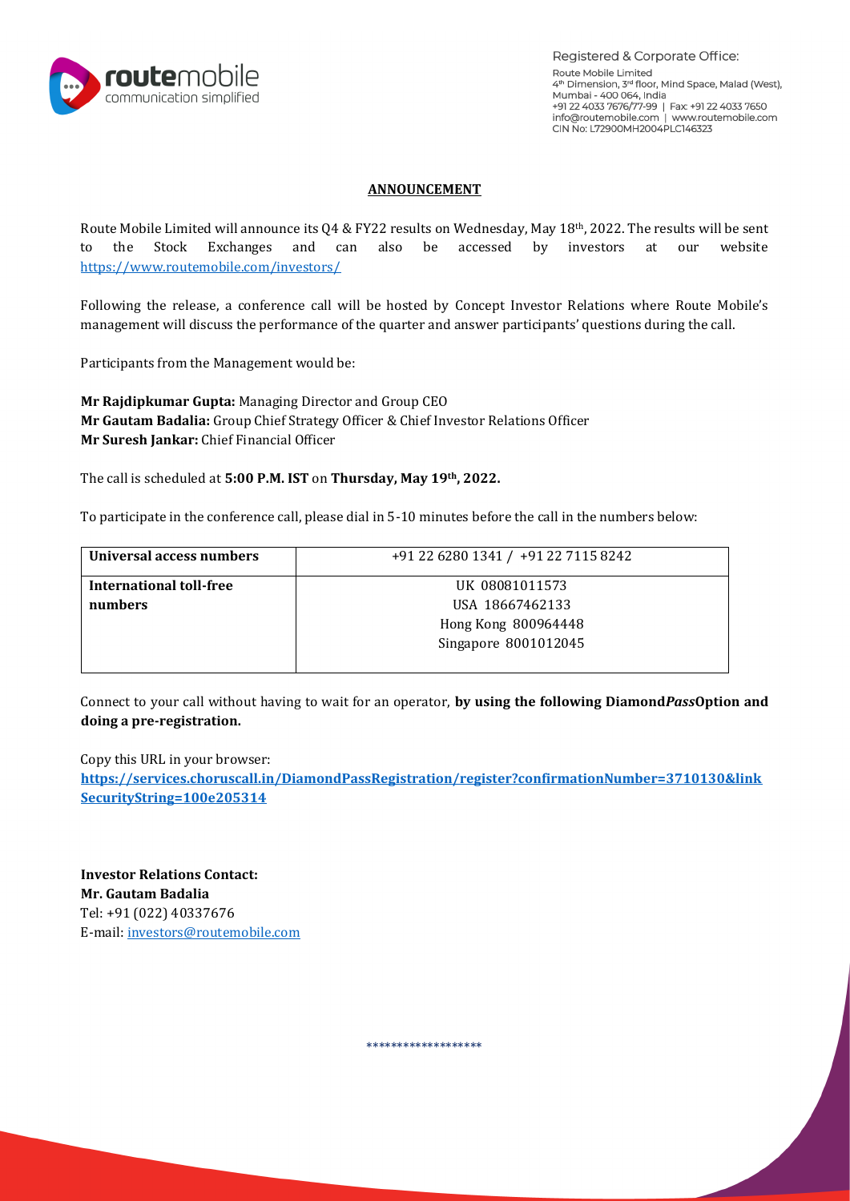Registered & Corporate Office:
Route Mobile Limited
4th Dimension, 3rd floor, Mind Space, Malad (West), Mumbai - 400 064, India
+91 22 4033 7676/77-99 | Fax: +91 22 4033 7650
info@routemobile.com | www.routemobile.com
CIN No: L72900MH2004PLC146323

## ANNOUNCEMENT

Route Mobile Limited will announce its Q4 & FY22 results on Wednesday, May 18th, 2022. The results will be sent to the Stock Exchanges and can also be accessed by investors at our website https://www.routemobile.com/investors/

Following the release, a conference call will be hosted by Concept Investor Relations where Route Mobile's management will discuss the performance of the quarter and answer participants' questions during the call.

Participants from the Management would be:

**Mr Rajdipkumar Gupta:** Managing Director and Group CEO
**Mr Gautam Badalia:** Group Chief Strategy Officer & Chief Investor Relations Officer
**Mr Suresh Jankar:** Chief Financial Officer

The call is scheduled at **5:00 P.M. IST** on **Thursday, May 19th, 2022.**

To participate in the conference call, please dial in 5-10 minutes before the call in the numbers below:

| | |
|---|---|
| **Universal access numbers** | +91 22 6280 1341 / +91 22 7115 8242 |
| **International toll-free numbers** | UK 08081011573<br>USA 18667462133<br>Hong Kong 800964448<br>Singapore 8001012045 |

Connect to your call without having to wait for an operator, **by using the following Diamond*Pass*Option and doing a pre-registration.**

Copy this URL in your browser:
**https://services.choruscall.in/DiamondPassRegistration/register?confirmationNumber=3710130&linkSecurityString=100e205314**

**Investor Relations Contact:**
**Mr. Gautam Badalia**
Tel: +91 (022) 40337676
E-mail: investors@routemobile.com

******************